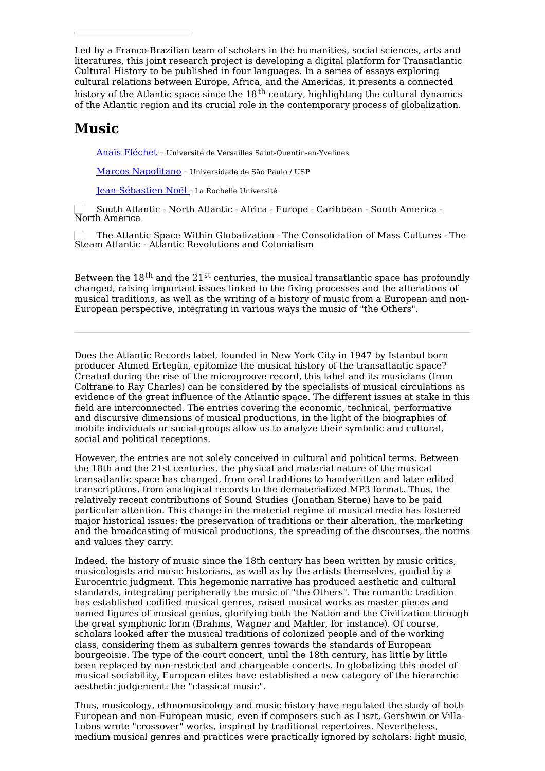Led by a Franco-Brazilian team of scholars in the humanities, social sciences, arts and literatures, this joint research project is developing a digital platform for Transatlantic Cultural History to be published in four languages. In a series of essays exploring cultural relations between Europe, Africa, and the Americas, it presents a connected history of the Atlantic space since the 18th century, highlighting the cultural dynamics of the Atlantic region and its crucial role in the contemporary process of globalization.

# Music

Anaïs Fléchet - Université de Versailles Saint-Quentin-en-Yvelines

Marcos Napolitano - Universidade de São Paulo / USP

Jean-Sébastien Noël - La Rochelle Université

South Atlantic - North Atlantic - Africa - Europe - Caribbean - South America - North America

The Atlantic Space Within Globalization - The Consolidation of Mass Cultures - The Steam Atlantic - Atlantic Revolutions and Colonialism

Between the 18th and the 21st centuries, the musical transatlantic space has profoundly changed, raising important issues linked to the fixing processes and the alterations of musical traditions, as well as the writing of a history of music from a European and non-European perspective, integrating in various ways the music of "the Others".

---

Does the Atlantic Records label, founded in New York City in 1947 by Istanbul born producer Ahmed Ertegün, epitomize the musical history of the transatlantic space? Created during the rise of the microgroove record, this label and its musicians (from Coltrane to Ray Charles) can be considered by the specialists of musical circulations as evidence of the great influence of the Atlantic space. The different issues at stake in this field are interconnected. The entries covering the economic, technical, performative and discursive dimensions of musical productions, in the light of the biographies of mobile individuals or social groups allow us to analyze their symbolic and cultural, social and political receptions.

However, the entries are not solely conceived in cultural and political terms. Between the 18th and the 21st centuries, the physical and material nature of the musical transatlantic space has changed, from oral traditions to handwritten and later edited transcriptions, from analogical records to the dematerialized MP3 format. Thus, the relatively recent contributions of Sound Studies (Jonathan Sterne) have to be paid particular attention. This change in the material regime of musical media has fostered major historical issues: the preservation of traditions or their alteration, the marketing and the broadcasting of musical productions, the spreading of the discourses, the norms and values they carry.

Indeed, the history of music since the 18th century has been written by music critics, musicologists and music historians, as well as by the artists themselves, guided by a Eurocentric judgment. This hegemonic narrative has produced aesthetic and cultural standards, integrating peripherally the music of "the Others". The romantic tradition has established codified musical genres, raised musical works as master pieces and named figures of musical genius, glorifying both the Nation and the Civilization through the great symphonic form (Brahms, Wagner and Mahler, for instance). Of course, scholars looked after the musical traditions of colonized people and of the working class, considering them as subaltern genres towards the standards of European bourgeoisie. The type of the court concert, until the 18th century, has little by little been replaced by non-restricted and chargeable concerts. In globalizing this model of musical sociability, European elites have established a new category of the hierarchic aesthetic judgement: the "classical music".

Thus, musicology, ethnomusicology and music history have regulated the study of both European and non-European music, even if composers such as Liszt, Gershwin or Villa-Lobos wrote "crossover" works, inspired by traditional repertoires. Nevertheless, medium musical genres and practices were practically ignored by scholars: light music,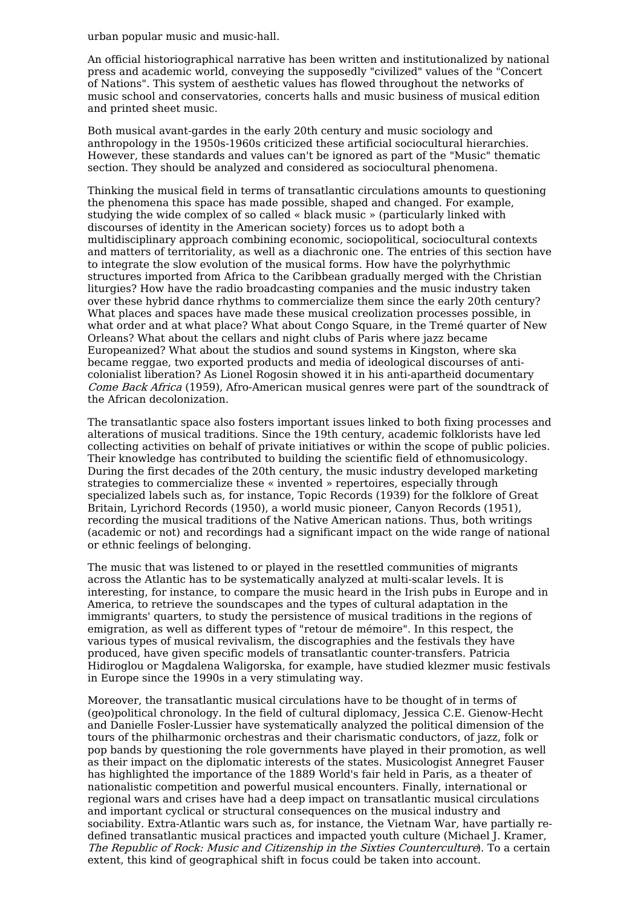urban popular music and music-hall.

An official historiographical narrative has been written and institutionalized by national press and academic world, conveying the supposedly "civilized" values of the "Concert of Nations". This system of aesthetic values has flowed throughout the networks of music school and conservatories, concerts halls and music business of musical edition and printed sheet music.

Both musical avant-gardes in the early 20th century and music sociology and anthropology in the 1950s-1960s criticized these artificial sociocultural hierarchies. However, these standards and values can't be ignored as part of the "Music" thematic section. They should be analyzed and considered as sociocultural phenomena.

Thinking the musical field in terms of transatlantic circulations amounts to questioning the phenomena this space has made possible, shaped and changed. For example, studying the wide complex of so called « black music » (particularly linked with discourses of identity in the American society) forces us to adopt both a multidisciplinary approach combining economic, sociopolitical, sociocultural contexts and matters of territoriality, as well as a diachronic one. The entries of this section have to integrate the slow evolution of the musical forms. How have the polyrhythmic structures imported from Africa to the Caribbean gradually merged with the Christian liturgies? How have the radio broadcasting companies and the music industry taken over these hybrid dance rhythms to commercialize them since the early 20th century? What places and spaces have made these musical creolization processes possible, in what order and at what place? What about Congo Square, in the Tremé quarter of New Orleans? What about the cellars and night clubs of Paris where jazz became Europeanized? What about the studios and sound systems in Kingston, where ska became reggae, two exported products and media of ideological discourses of anti-colonialist liberation? As Lionel Rogosin showed it in his anti-apartheid documentary *Come Back Africa* (1959), Afro-American musical genres were part of the soundtrack of the African decolonization.

The transatlantic space also fosters important issues linked to both fixing processes and alterations of musical traditions. Since the 19th century, academic folklorists have led collecting activities on behalf of private initiatives or within the scope of public policies. Their knowledge has contributed to building the scientific field of ethnomusicology. During the first decades of the 20th century, the music industry developed marketing strategies to commercialize these « invented » repertoires, especially through specialized labels such as, for instance, Topic Records (1939) for the folklore of Great Britain, Lyrichord Records (1950), a world music pioneer, Canyon Records (1951), recording the musical traditions of the Native American nations. Thus, both writings (academic or not) and recordings had a significant impact on the wide range of national or ethnic feelings of belonging.

The music that was listened to or played in the resettled communities of migrants across the Atlantic has to be systematically analyzed at multi-scalar levels. It is interesting, for instance, to compare the music heard in the Irish pubs in Europe and in America, to retrieve the soundscapes and the types of cultural adaptation in the immigrants' quarters, to study the persistence of musical traditions in the regions of emigration, as well as different types of "retour de mémoire". In this respect, the various types of musical revivalism, the discographies and the festivals they have produced, have given specific models of transatlantic counter-transfers. Patricia Hidiroglou or Magdalena Waligorska, for example, have studied klezmer music festivals in Europe since the 1990s in a very stimulating way.

Moreover, the transatlantic musical circulations have to be thought of in terms of (geo)political chronology. In the field of cultural diplomacy, Jessica C.E. Gienow-Hecht and Danielle Fosler-Lussier have systematically analyzed the political dimension of the tours of the philharmonic orchestras and their charismatic conductors, of jazz, folk or pop bands by questioning the role governments have played in their promotion, as well as their impact on the diplomatic interests of the states. Musicologist Annegret Fauser has highlighted the importance of the 1889 World's fair held in Paris, as a theater of nationalistic competition and powerful musical encounters. Finally, international or regional wars and crises have had a deep impact on transatlantic musical circulations and important cyclical or structural consequences on the musical industry and sociability. Extra-Atlantic wars such as, for instance, the Vietnam War, have partially re-defined transatlantic musical practices and impacted youth culture (Michael J. Kramer, *The Republic of Rock: Music and Citizenship in the Sixties Counterculture*). To a certain extent, this kind of geographical shift in focus could be taken into account.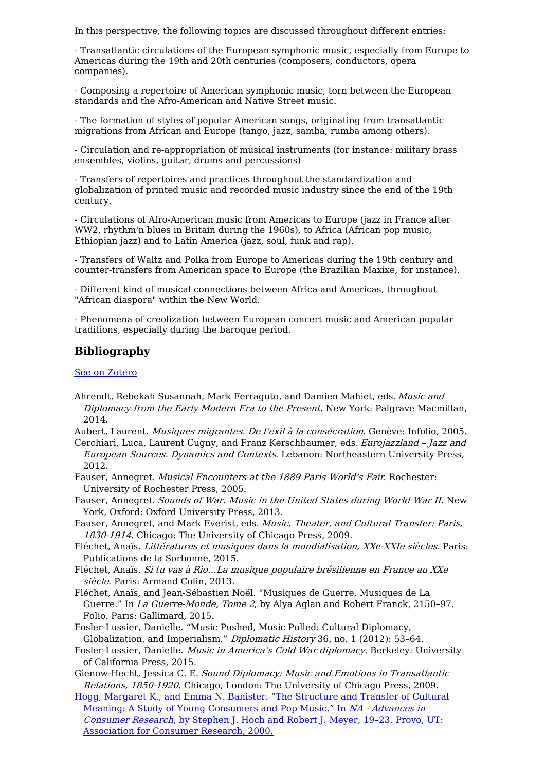In this perspective, the following topics are discussed throughout different entries:

- Transatlantic circulations of the European symphonic music, especially from Europe to Americas during the 19th and 20th centuries (composers, conductors, opera companies).

- Composing a repertoire of American symphonic music, torn between the European standards and the Afro-American and Native Street music.

- The formation of styles of popular American songs, originating from transatlantic migrations from African and Europe (tango, jazz, samba, rumba among others).

- Circulation and re-appropriation of musical instruments (for instance: military brass ensembles, violins, guitar, drums and percussions)

- Transfers of repertoires and practices throughout the standardization and globalization of printed music and recorded music industry since the end of the 19th century.

- Circulations of Afro-American music from Americas to Europe (jazz in France after WW2, rhythm'n blues in Britain during the 1960s), to Africa (African pop music, Ethiopian jazz) and to Latin America (jazz, soul, funk and rap).

- Transfers of Waltz and Polka from Europe to Americas during the 19th century and counter-transfers from American space to Europe (the Brazilian Maxixe, for instance).

- Different kind of musical connections between Africa and Americas, throughout "African diaspora" within the New World.

- Phenomena of creolization between European concert music and American popular traditions, especially during the baroque period.

## Bibliography

See on Zotero

Ahrendt, Rebekah Susannah, Mark Ferraguto, and Damien Mahiet, eds. *Music and Diplomacy from the Early Modern Era to the Present*. New York: Palgrave Macmillan, 2014.

Aubert, Laurent. *Musiques migrantes. De l'exil à la consécration*. Genève: Infolio, 2005.

Cerchiari, Luca, Laurent Cugny, and Franz Kerschbaumer, eds. *Eurojazzland – Jazz and European Sources. Dynamics and Contexts*. Lebanon: Northeastern University Press, 2012.

Fauser, Annegret. *Musical Encounters at the 1889 Paris World's Fair*. Rochester: University of Rochester Press, 2005.

Fauser, Annegret. *Sounds of War. Music in the United States during World War II*. New York, Oxford: Oxford University Press, 2013.

Fauser, Annegret, and Mark Everist, eds. *Music, Theater, and Cultural Transfer: Paris, 1830-1914*. Chicago: The University of Chicago Press, 2009.

Fléchet, Anaïs. *Littératures et musiques dans la mondialisation, XXe-XXIe siècles*. Paris: Publications de la Sorbonne, 2015.

Fléchet, Anaïs. *Si tu vas à Rio...La musique populaire brésilienne en France au XXe siècle*. Paris: Armand Colin, 2013.

Fléchet, Anaïs, and Jean-Sébastien Noël. "Musiques de Guerre, Musiques de La Guerre." In *La Guerre-Monde, Tome 2*, by Alya Aglan and Robert Franck, 2150–97. Folio. Paris: Gallimard, 2015.

Fosler-Lussier, Danielle. "Music Pushed, Music Pulled: Cultural Diplomacy, Globalization, and Imperialism." *Diplomatic History* 36, no. 1 (2012): 53–64.

Fosler-Lussier, Danielle. *Music in America's Cold War diplomacy*. Berkeley: University of California Press, 2015.

Gienow-Hecht, Jessica C. E. *Sound Diplomacy: Music and Emotions in Transatlantic Relations, 1850-1920*. Chicago, London: The University of Chicago Press, 2009.

Hogg, Margaret K., and Emma N. Banister. "The Structure and Transfer of Cultural Meaning: A Study of Young Consumers and Pop Music." In *NA - Advances in Consumer Research*, by Stephen J. Hoch and Robert J. Meyer, 19–23. Provo, UT: Association for Consumer Research, 2000.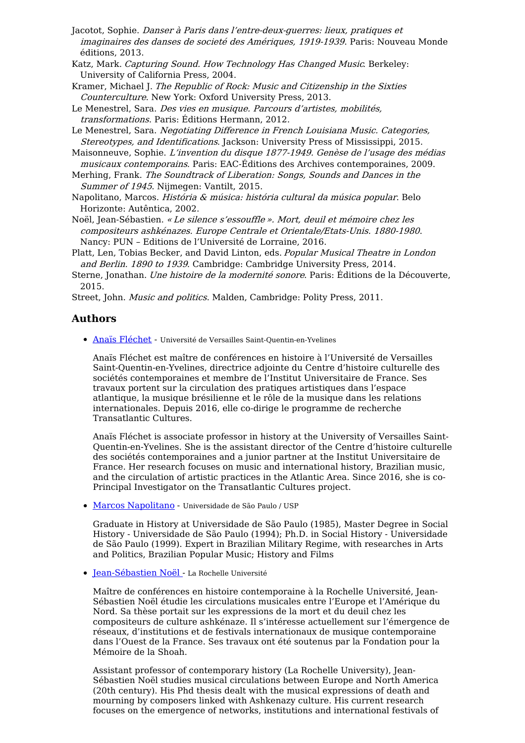Jacotot, Sophie. *Danser à Paris dans l'entre-deux-guerres: lieux, pratiques et imaginaires des danses de societé des Amériques, 1919-1939*. Paris: Nouveau Monde éditions, 2013.

Katz, Mark. *Capturing Sound. How Technology Has Changed Music*. Berkeley: University of California Press, 2004.

Kramer, Michael J. *The Republic of Rock: Music and Citizenship in the Sixties Counterculture*. New York: Oxford University Press, 2013.

Le Menestrel, Sara. *Des vies en musique. Parcours d'artistes, mobilités, transformations*. Paris: Éditions Hermann, 2012.

Le Menestrel, Sara. *Negotiating Difference in French Louisiana Music. Categories, Stereotypes, and Identifications*. Jackson: University Press of Mississippi, 2015.

Maisonneuve, Sophie. *L'invention du disque 1877-1949. Genèse de l'usage des médias musicaux contemporains*. Paris: EAC-Éditions des Archives contemporaines, 2009.

Merhing, Frank. *The Soundtrack of Liberation: Songs, Sounds and Dances in the Summer of 1945*. Nijmegen: Vantilt, 2015.

Napolitano, Marcos. *História & música: história cultural da música popular*. Belo Horizonte: Autêntica, 2002.

Noël, Jean-Sébastien. *« Le silence s'essouffle ». Mort, deuil et mémoire chez les compositeurs ashkénazes. Europe Centrale et Orientale/Etats-Unis. 1880-1980*. Nancy: PUN – Editions de l'Université de Lorraine, 2016.

Platt, Len, Tobias Becker, and David Linton, eds. *Popular Musical Theatre in London and Berlin. 1890 to 1939*. Cambridge: Cambridge University Press, 2014.

Sterne, Jonathan. *Une histoire de la modernité sonore*. Paris: Éditions de la Découverte, 2015.

Street, John. *Music and politics*. Malden, Cambridge: Polity Press, 2011.

## Authors

- Anaïs Fléchet - Université de Versailles Saint-Quentin-en-Yvelines

  Anaïs Fléchet est maître de conférences en histoire à l'Université de Versailles Saint-Quentin-en-Yvelines, directrice adjointe du Centre d'histoire culturelle des sociétés contemporaines et membre de l'Institut Universitaire de France. Ses travaux portent sur la circulation des pratiques artistiques dans l'espace atlantique, la musique brésilienne et le rôle de la musique dans les relations internationales. Depuis 2016, elle co-dirige le programme de recherche Transatlantic Cultures.

  Anaïs Fléchet is associate professor in history at the University of Versailles Saint-Quentin-en-Yvelines. She is the assistant director of the Centre d'histoire culturelle des sociétés contemporaines and a junior partner at the Institut Universitaire de France. Her research focuses on music and international history, Brazilian music, and the circulation of artistic practices in the Atlantic Area. Since 2016, she is co-Principal Investigator on the Transatlantic Cultures project.

- Marcos Napolitano - Universidade de São Paulo / USP

  Graduate in History at Universidade de São Paulo (1985), Master Degree in Social History - Universidade de São Paulo (1994); Ph.D. in Social History - Universidade de São Paulo (1999). Expert in Brazilian Military Regime, with researches in Arts and Politics, Brazilian Popular Music; History and Films

- Jean-Sébastien Noël - La Rochelle Université

  Maître de conférences en histoire contemporaine à la Rochelle Université, Jean-Sébastien Noël étudie les circulations musicales entre l'Europe et l'Amérique du Nord. Sa thèse portait sur les expressions de la mort et du deuil chez les compositeurs de culture ashkénaze. Il s'intéresse actuellement sur l'émergence de réseaux, d'institutions et de festivals internationaux de musique contemporaine dans l'Ouest de la France. Ses travaux ont été soutenus par la Fondation pour la Mémoire de la Shoah.

  Assistant professor of contemporary history (La Rochelle University), Jean-Sébastien Noël studies musical circulations between Europe and North America (20th century). His Phd thesis dealt with the musical expressions of death and mourning by composers linked with Ashkenazy culture. His current research focuses on the emergence of networks, institutions and international festivals of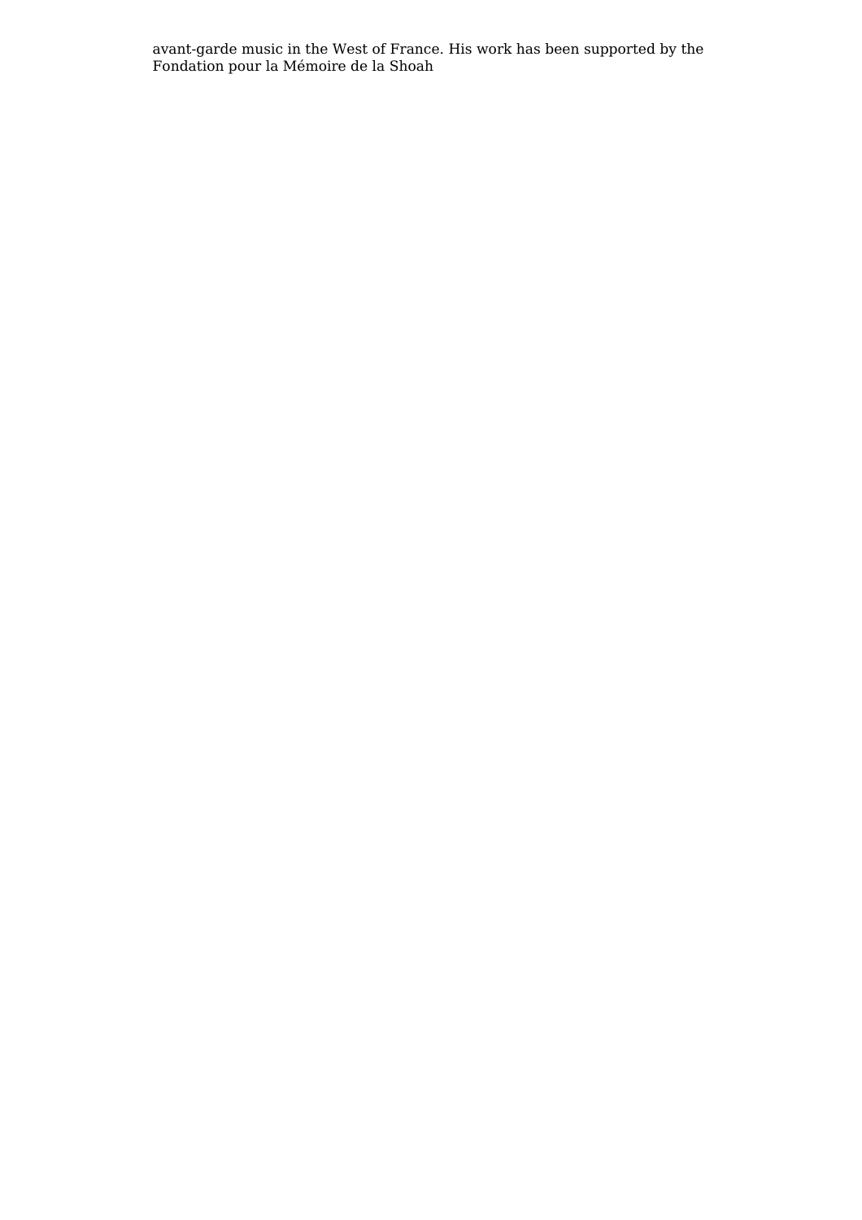avant-garde music in the West of France. His work has been supported by the Fondation pour la Mémoire de la Shoah